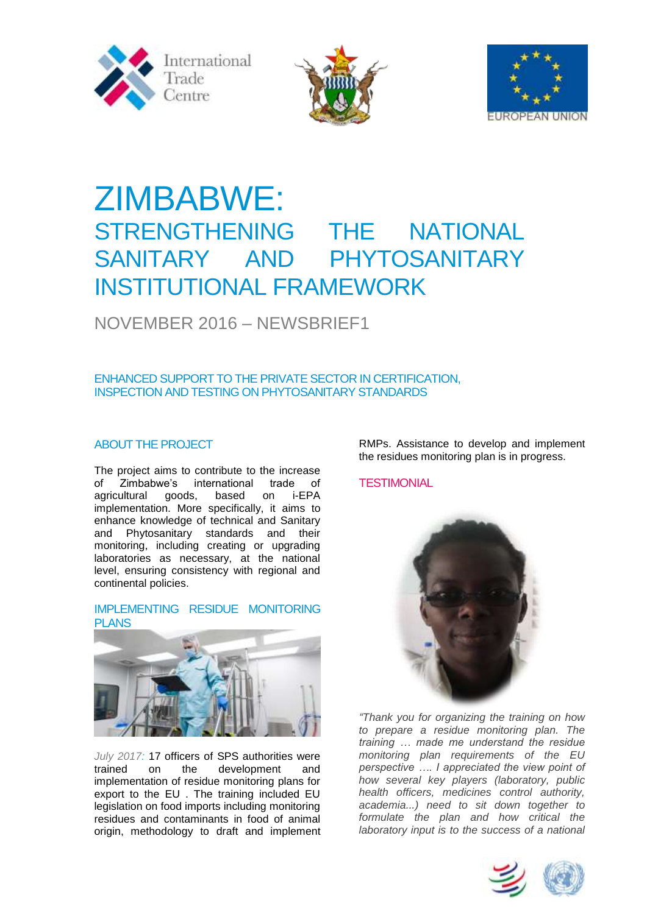# ZIMBABWE:

## STRENGTHENING THE NATIONAL SANITARY AND PHYTOSANITARY INSTITUTIONAL FRAMEWORK

NOVEMBER 2016 – NEWSBRIEF1

### ENHANCED SUPPORT TO THE PRIVATE SECTOR IN CERTIFICATION, INSPECTION AND TESTING ON PHYTOSANITARY STANDARDS

### ABOUT THE PROJECT

The project aims to contribute to the increase of Zimbabwe's international trade of agricultural goods, based on i-EPA implementation. More specifically, it aims to enhance knowledge of technical and Sanitary and Phytosanitary standards and their monitoring, including creating or upgrading laboratories as necessary, at the national level, ensuring consistency with regional and continental policies.

### IMPLEMENTING RESIDUE MONITORING PLANS

*July 2017:* 17 officers of SPS authorities were trained on the development and implementation of residue monitoring plans for export to the EU . The training included EU legislation on food imports including monitoring residues and contaminants in food of animal origin, methodology to draft and implement RMPs. Assistance to develop and implement the residues monitoring plan is in progress.

### TESTIMONIAL

*"Thank you for organizing the training on how to prepare a residue monitoring plan. The training … made me understand the residue monitoring plan requirements of the EU perspective …. I appreciated the view point of how several key players (laboratory, public health officers, medicines control authority, academia...) need to sit down together to formulate the plan and how critical the laboratory input is to the success of a national*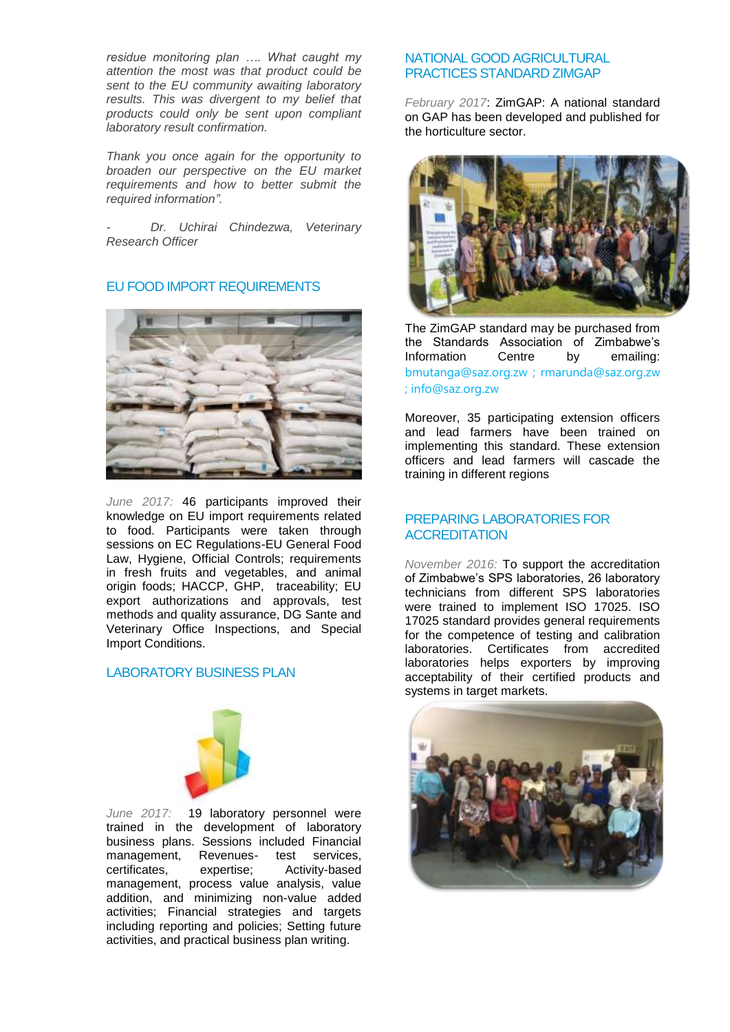*residue monitoring plan …. What caught my attention the most was that product could be sent to the EU community awaiting laboratory results. This was divergent to my belief that products could only be sent upon compliant laboratory result confirmation.*

*Thank you once again for the opportunity to broaden our perspective on the EU market requirements and how to better submit the required information".*

*- Dr. Uchirai Chindezwa, Veterinary Research Officer*

## EU FOOD IMPORT REQUIREMENTS

*June 2017:* 46 participants improved their knowledge on EU import requirements related to food. Participants were taken through sessions on EC Regulations-EU General Food Law, Hygiene, Official Controls; requirements in fresh fruits and vegetables, and animal origin foods; HACCP, GHP, traceability; EU export authorizations and approvals, test methods and quality assurance, DG Sante and Veterinary Office Inspections, and Special Import Conditions.

## LABORATORY BUSINESS PLAN

*June 2017:* 19 laboratory personnel were trained in the development of laboratory business plans. Sessions included Financial management, Revenues- test services, certificates, expertise; Activity-based management, process value analysis, value addition, and minimizing non-value added activities; Financial strategies and targets including reporting and policies; Setting future activities, and practical business plan writing.

## NATIONAL GOOD AGRICULTURAL PRACTICES STANDARD ZIMGAP

*February 2017*: ZimGAP: A national standard on GAP has been developed and published for the horticulture sector.

The ZimGAP standard may be purchased from the Standards Association of Zimbabwe's Information Centre by emailing: bmutanga@saz.org.zw ; rmarunda@saz.org.zw ; info@saz.org.zw

Moreover, 35 participating extension officers and lead farmers have been trained on implementing this standard. These extension officers and lead farmers will cascade the training in different regions

## PREPARING LABORATORIES FOR ACCREDITATION

*November 2016:* To support the accreditation of Zimbabwe's SPS laboratories, 26 laboratory technicians from different SPS laboratories were trained to implement ISO 17025. ISO 17025 standard provides general requirements for the competence of testing and calibration laboratories. Certificates from accredited laboratories helps exporters by improving acceptability of their certified products and systems in target markets.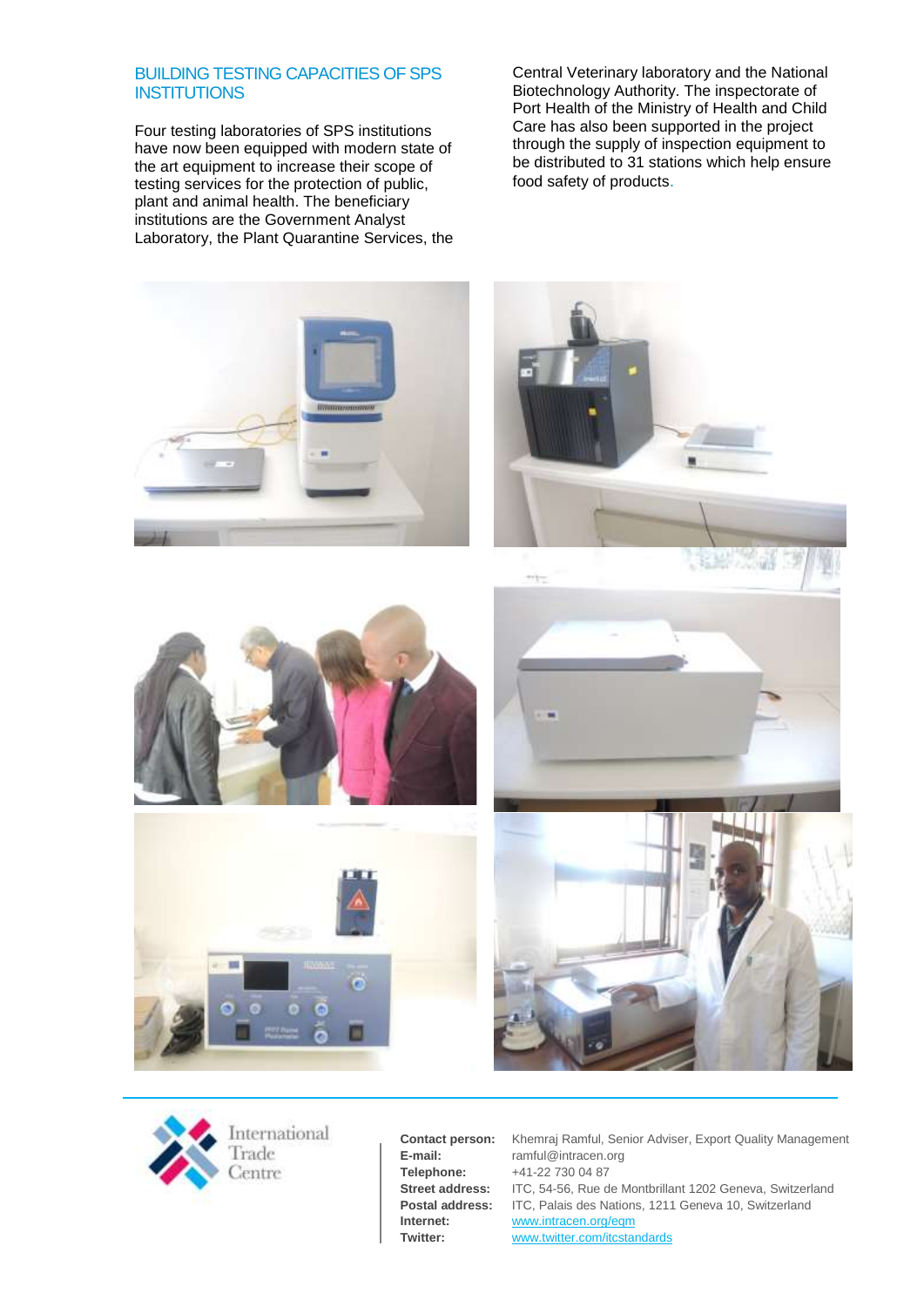## BUILDING TESTING CAPACITIES OF SPS INSTITUTIONS

Four testing laboratories of SPS institutions have now been equipped with modern state of the art equipment to increase their scope of testing services for the protection of public, plant and animal health. The beneficiary institutions are the Government Analyst Laboratory, the Plant Quarantine Services, the Central Veterinary laboratory and the National Biotechnology Authority. The inspectorate of Port Health of the Ministry of Health and Child Care has also been supported in the project through the supply of inspection equipment to be distributed to 31 stations which help ensure food safety of products.

International Trade Centre

**Contact person:** Khemraj Ramful, Senior Adviser, Export Quality Management
**E-mail:** ramful@intracen.org
**Telephone:** +41-22 730 04 87
**Street address:** ITC, 54-56, Rue de Montbrillant 1202 Geneva, Switzerland
**Postal address:** ITC, Palais des Nations, 1211 Geneva 10, Switzerland
**Internet:** www.intracen.org/eqm
**Twitter:** www.twitter.com/itcstandards